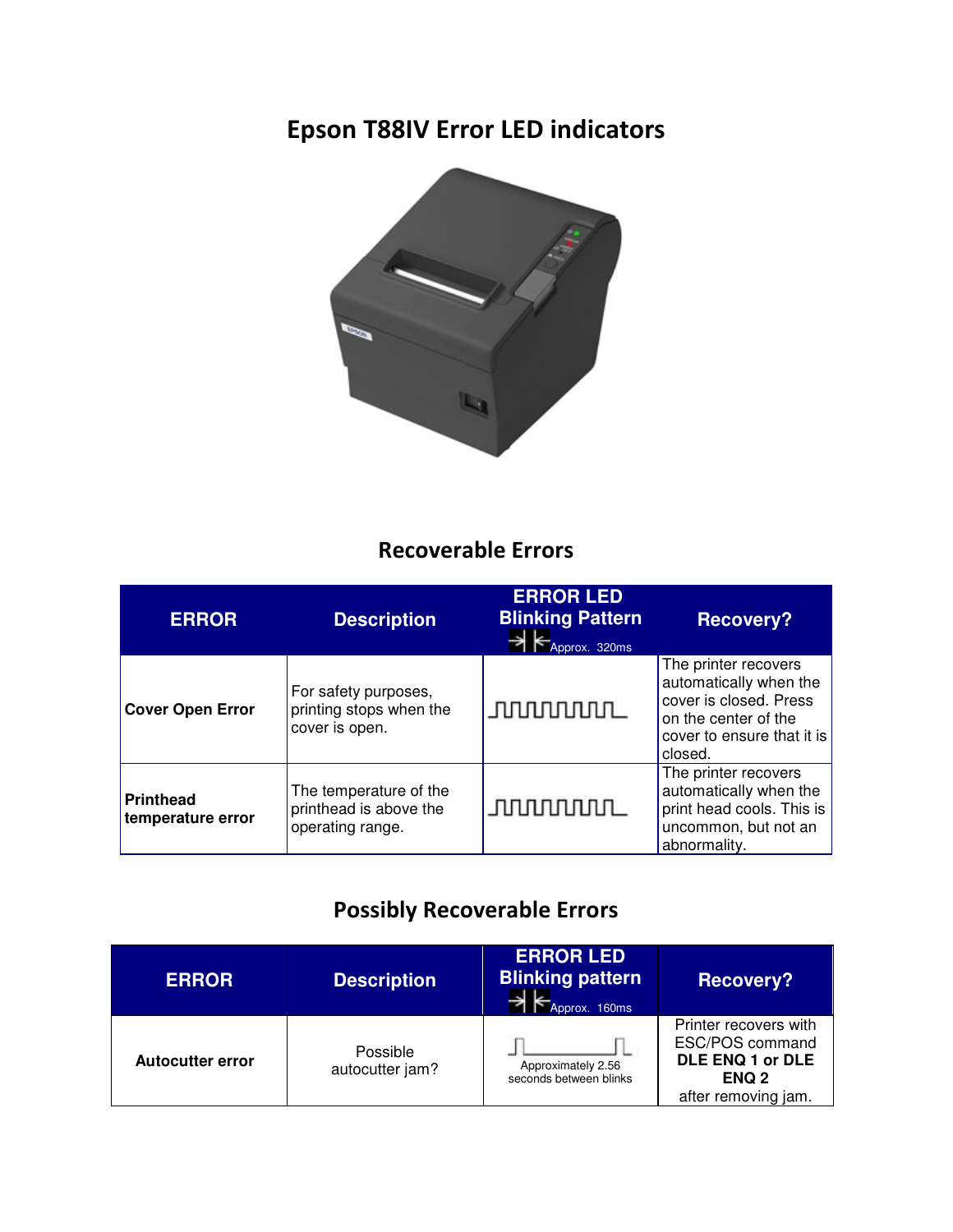# Epson T88IV Error LED indicators

## Recoverable Errors

| ERROR | Description | ERROR LED Blinking Pattern (Approx. 320ms) | Recovery? |
|---|---|---|---|
| **Cover Open Error** | For safety purposes, printing stops when the cover is open. | | The printer recovers automatically when the cover is closed. Press on the center of the cover to ensure that it is closed. |
| **Printhead temperature error** | The temperature of the printhead is above the operating range. | | The printer recovers automatically when the print head cools. This is uncommon, but not an abnormality. |

## Possibly Recoverable Errors

| ERROR | Description | ERROR LED Blinking pattern (Approx. 160ms) | Recovery? |
|---|---|---|---|
| **Autocutter error** | Possible autocutter jam? | Approximately 2.56 seconds between blinks | Printer recovers with ESC/POS command **DLE ENQ 1 or DLE ENQ 2** after removing jam. |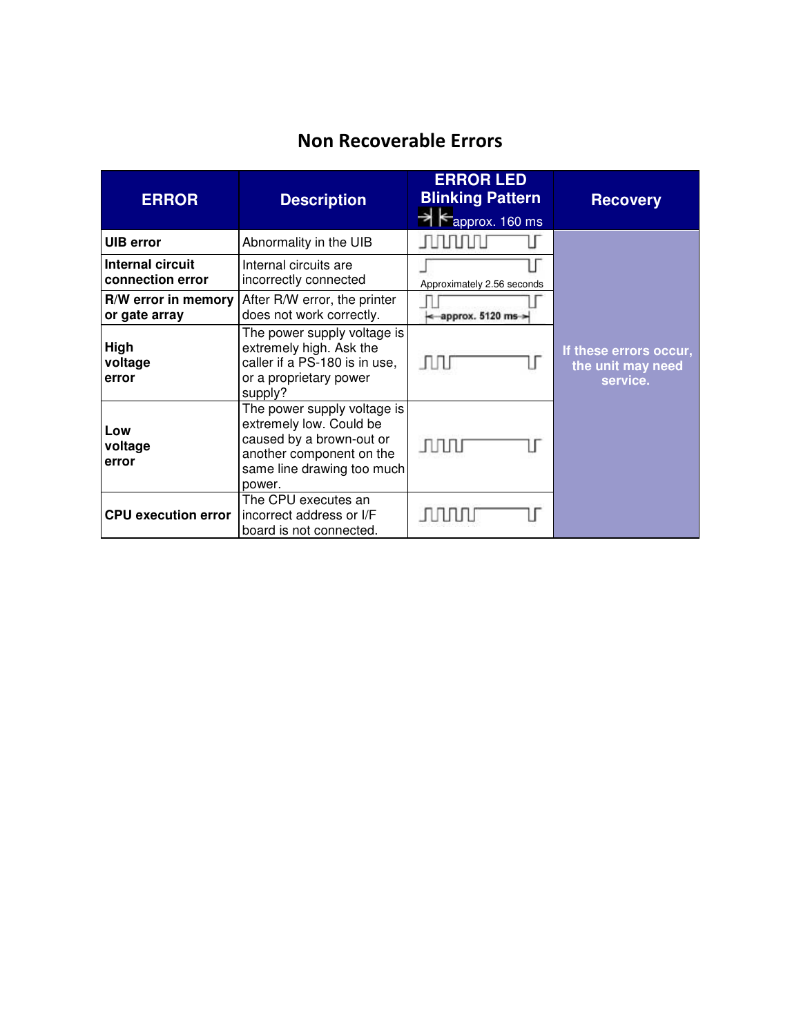## Non Recoverable Errors

| ERROR | Description | ERROR LED Blinking Pattern approx. 160 ms | Recovery |
|---|---|---|---|
| **UIB error** | Abnormality in the UIB | | If these errors occur, the unit may need service. |
| **Internal circuit connection error** | Internal circuits are incorrectly connected | Approximately 2.56 seconds | |
| **R/W error in memory or gate array** | After R/W error, the printer does not work correctly. | approx. 5120 ms | |
| **High voltage error** | The power supply voltage is extremely high. Ask the caller if a PS-180 is in use, or a proprietary power supply? | | |
| **Low voltage error** | The power supply voltage is extremely low. Could be caused by a brown-out or another component on the same line drawing too much power. | | |
| **CPU execution error** | The CPU executes an incorrect address or I/F board is not connected. | | |